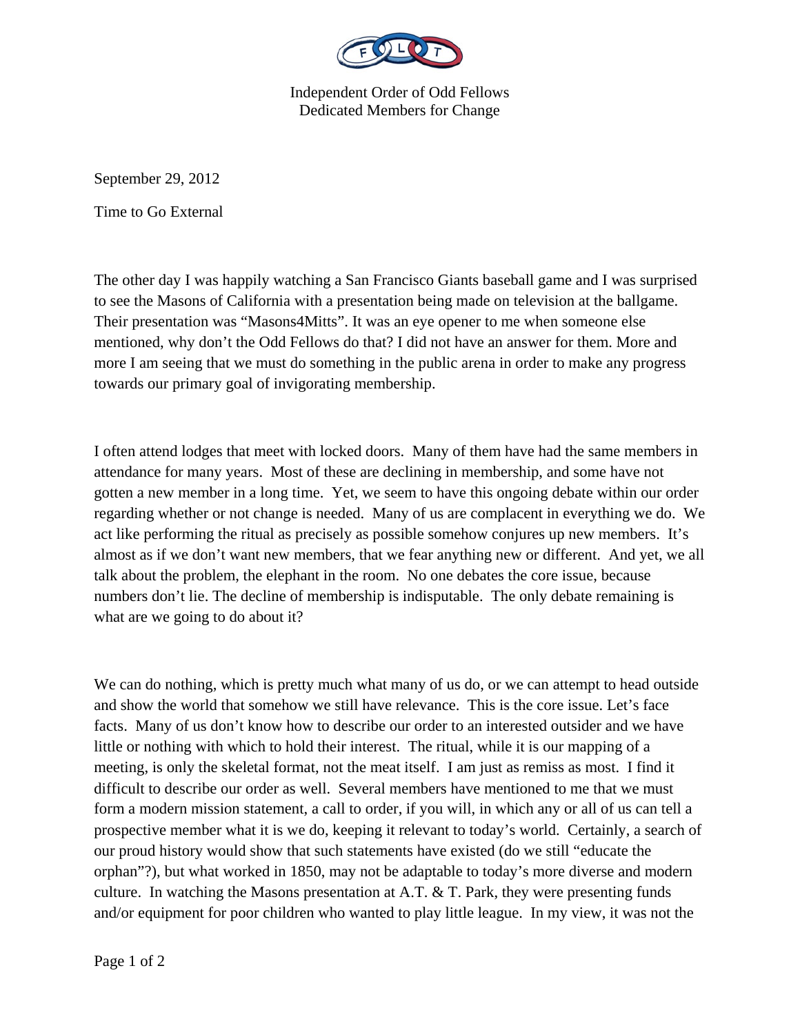Independent Order of Odd Fellows
Dedicated Members for Change

September 29, 2012

Time to Go External

The other day I was happily watching a San Francisco Giants baseball game and I was surprised to see the Masons of California with a presentation being made on television at the ballgame. Their presentation was "Masons4Mitts". It was an eye opener to me when someone else mentioned, why don't the Odd Fellows do that? I did not have an answer for them. More and more I am seeing that we must do something in the public arena in order to make any progress towards our primary goal of invigorating membership.

I often attend lodges that meet with locked doors. Many of them have had the same members in attendance for many years. Most of these are declining in membership, and some have not gotten a new member in a long time. Yet, we seem to have this ongoing debate within our order regarding whether or not change is needed. Many of us are complacent in everything we do. We act like performing the ritual as precisely as possible somehow conjures up new members. It's almost as if we don't want new members, that we fear anything new or different. And yet, we all talk about the problem, the elephant in the room. No one debates the core issue, because numbers don't lie. The decline of membership is indisputable. The only debate remaining is what are we going to do about it?

We can do nothing, which is pretty much what many of us do, or we can attempt to head outside and show the world that somehow we still have relevance. This is the core issue. Let's face facts. Many of us don't know how to describe our order to an interested outsider and we have little or nothing with which to hold their interest. The ritual, while it is our mapping of a meeting, is only the skeletal format, not the meat itself. I am just as remiss as most. I find it difficult to describe our order as well. Several members have mentioned to me that we must form a modern mission statement, a call to order, if you will, in which any or all of us can tell a prospective member what it is we do, keeping it relevant to today's world. Certainly, a search of our proud history would show that such statements have existed (do we still "educate the orphan"?), but what worked in 1850, may not be adaptable to today's more diverse and modern culture. In watching the Masons presentation at A.T. & T. Park, they were presenting funds and/or equipment for poor children who wanted to play little league. In my view, it was not the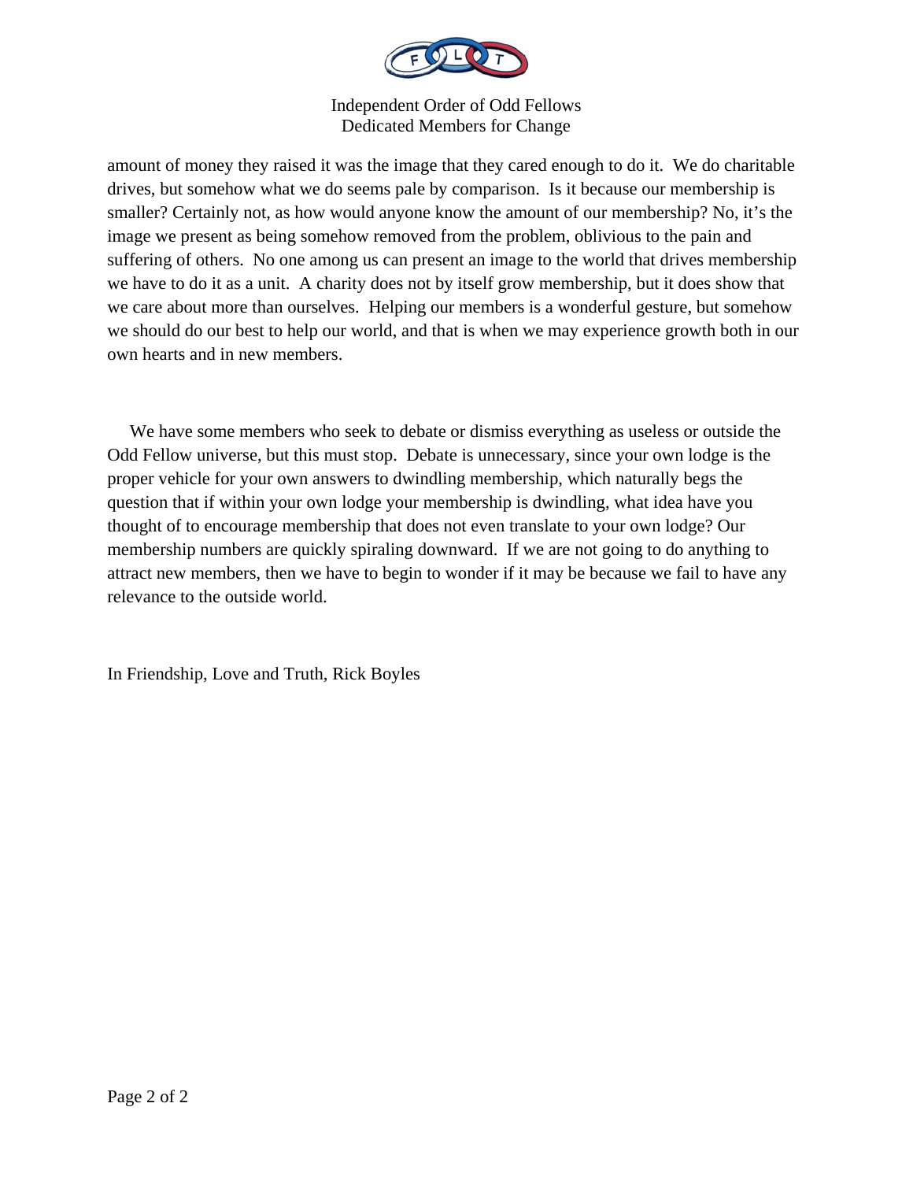amount of money they raised it was the image that they cared enough to do it. We do charitable drives, but somehow what we do seems pale by comparison. Is it because our membership is smaller? Certainly not, as how would anyone know the amount of our membership? No, it's the image we present as being somehow removed from the problem, oblivious to the pain and suffering of others. No one among us can present an image to the world that drives membership we have to do it as a unit. A charity does not by itself grow membership, but it does show that we care about more than ourselves. Helping our members is a wonderful gesture, but somehow we should do our best to help our world, and that is when we may experience growth both in our own hearts and in new members.

We have some members who seek to debate or dismiss everything as useless or outside the Odd Fellow universe, but this must stop. Debate is unnecessary, since your own lodge is the proper vehicle for your own answers to dwindling membership, which naturally begs the question that if within your own lodge your membership is dwindling, what idea have you thought of to encourage membership that does not even translate to your own lodge? Our membership numbers are quickly spiraling downward. If we are not going to do anything to attract new members, then we have to begin to wonder if it may be because we fail to have any relevance to the outside world.

In Friendship, Love and Truth, Rick Boyles